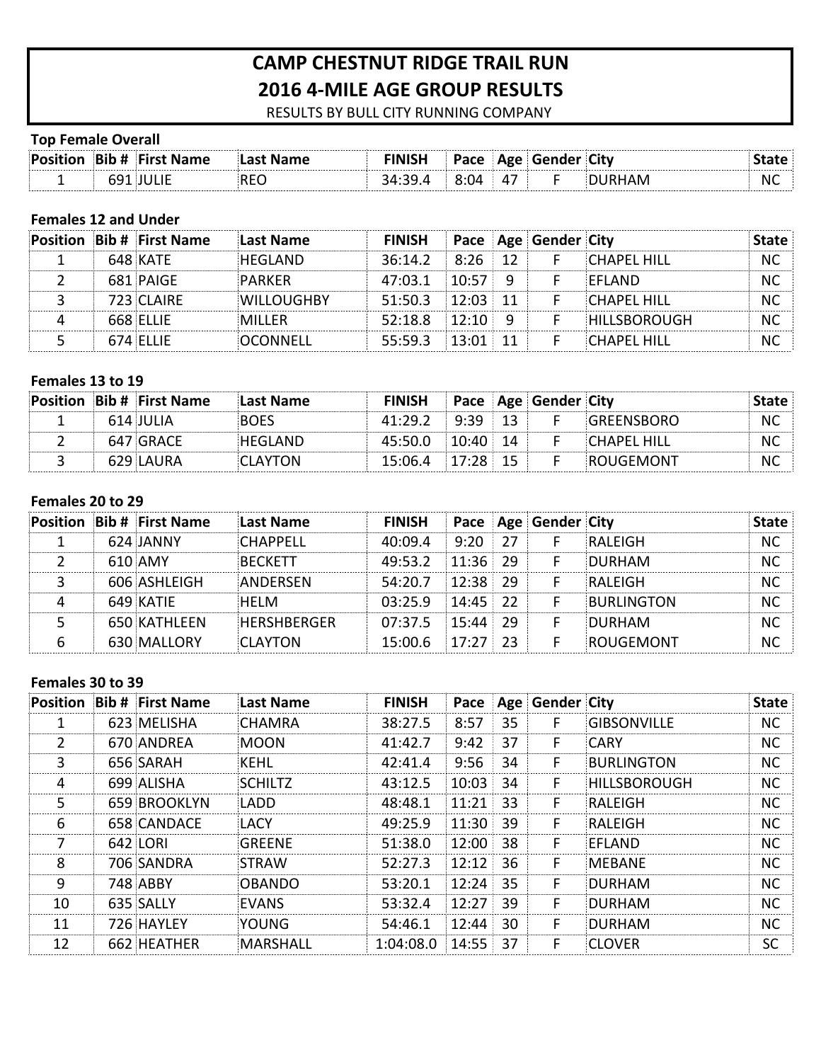# CAMP CHESTNUT RIDGE TRAIL RUN
## 2016 4-MILE AGE GROUP RESULTS

RESULTS BY BULL CITY RUNNING COMPANY

### Top Female Overall

| Position | Bib # | First Name | Last Name | FINISH | Pace | Age | Gender | City | State |
|---|---|---|---|---|---|---|---|---|---|
| 1 | 691 | JULIE | REO | 34:39.4 | 8:04 | 47 | F | DURHAM | NC |

### Females 12 and Under

| Position | Bib # | First Name | Last Name | FINISH | Pace | Age | Gender | City | State |
|---|---|---|---|---|---|---|---|---|---|
| 1 | 648 | KATE | HEGLAND | 36:14.2 | 8:26 | 12 | F | CHAPEL HILL | NC |
| 2 | 681 | PAIGE | PARKER | 47:03.1 | 10:57 | 9 | F | EFLAND | NC |
| 3 | 723 | CLAIRE | WILLOUGHBY | 51:50.3 | 12:03 | 11 | F | CHAPEL HILL | NC |
| 4 | 668 | ELLIE | MILLER | 52:18.8 | 12:10 | 9 | F | HILLSBOROUGH | NC |
| 5 | 674 | ELLIE | OCONNELL | 55:59.3 | 13:01 | 11 | F | CHAPEL HILL | NC |

### Females 13 to 19

| Position | Bib # | First Name | Last Name | FINISH | Pace | Age | Gender | City | State |
|---|---|---|---|---|---|---|---|---|---|
| 1 | 614 | JULIA | BOES | 41:29.2 | 9:39 | 13 | F | GREENSBORO | NC |
| 2 | 647 | GRACE | HEGLAND | 45:50.0 | 10:40 | 14 | F | CHAPEL HILL | NC |
| 3 | 629 | LAURA | CLAYTON | 15:06.4 | 17:28 | 15 | F | ROUGEMONT | NC |

### Females 20 to 29

| Position | Bib # | First Name | Last Name | FINISH | Pace | Age | Gender | City | State |
|---|---|---|---|---|---|---|---|---|---|
| 1 | 624 | JANNY | CHAPPELL | 40:09.4 | 9:20 | 27 | F | RALEIGH | NC |
| 2 | 610 | AMY | BECKETT | 49:53.2 | 11:36 | 29 | F | DURHAM | NC |
| 3 | 606 | ASHLEIGH | ANDERSEN | 54:20.7 | 12:38 | 29 | F | RALEIGH | NC |
| 4 | 649 | KATIE | HELM | 03:25.9 | 14:45 | 22 | F | BURLINGTON | NC |
| 5 | 650 | KATHLEEN | HERSHBERGER | 07:37.5 | 15:44 | 29 | F | DURHAM | NC |
| 6 | 630 | MALLORY | CLAYTON | 15:00.6 | 17:27 | 23 | F | ROUGEMONT | NC |

### Females 30 to 39

| Position | Bib # | First Name | Last Name | FINISH | Pace | Age | Gender | City | State |
|---|---|---|---|---|---|---|---|---|---|
| 1 | 623 | MELISHA | CHAMRA | 38:27.5 | 8:57 | 35 | F | GIBSONVILLE | NC |
| 2 | 670 | ANDREA | MOON | 41:42.7 | 9:42 | 37 | F | CARY | NC |
| 3 | 656 | SARAH | KEHL | 42:41.4 | 9:56 | 34 | F | BURLINGTON | NC |
| 4 | 699 | ALISHA | SCHILTZ | 43:12.5 | 10:03 | 34 | F | HILLSBOROUGH | NC |
| 5 | 659 | BROOKLYN | LADD | 48:48.1 | 11:21 | 33 | F | RALEIGH | NC |
| 6 | 658 | CANDACE | LACY | 49:25.9 | 11:30 | 39 | F | RALEIGH | NC |
| 7 | 642 | LORI | GREENE | 51:38.0 | 12:00 | 38 | F | EFLAND | NC |
| 8 | 706 | SANDRA | STRAW | 52:27.3 | 12:12 | 36 | F | MEBANE | NC |
| 9 | 748 | ABBY | OBANDO | 53:20.1 | 12:24 | 35 | F | DURHAM | NC |
| 10 | 635 | SALLY | EVANS | 53:32.4 | 12:27 | 39 | F | DURHAM | NC |
| 11 | 726 | HAYLEY | YOUNG | 54:46.1 | 12:44 | 30 | F | DURHAM | NC |
| 12 | 662 | HEATHER | MARSHALL | 1:04:08.0 | 14:55 | 37 | F | CLOVER | SC |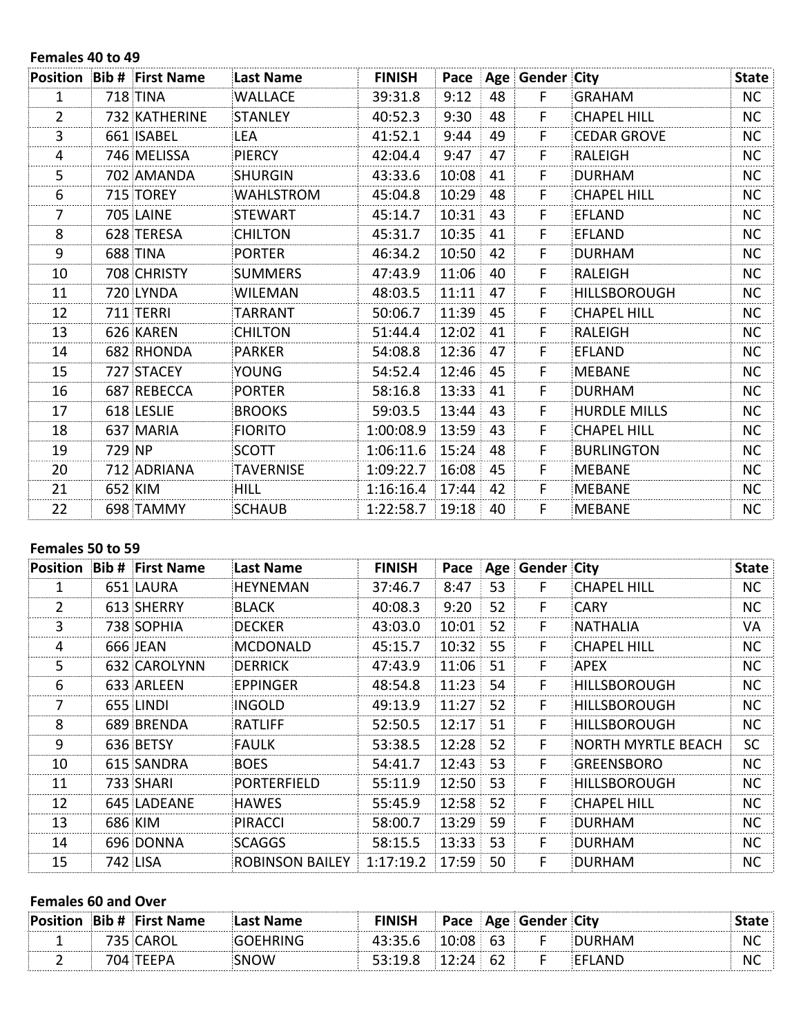**Females 40 to 49**

| Position | Bib # | First Name | Last Name | FINISH | Pace | Age | Gender | City | State |
|---|---|---|---|---|---|---|---|---|---|
| 1 | 718 | TINA | WALLACE | 39:31.8 | 9:12 | 48 | F | GRAHAM | NC |
| 2 | 732 | KATHERINE | STANLEY | 40:52.3 | 9:30 | 48 | F | CHAPEL HILL | NC |
| 3 | 661 | ISABEL | LEA | 41:52.1 | 9:44 | 49 | F | CEDAR GROVE | NC |
| 4 | 746 | MELISSA | PIERCY | 42:04.4 | 9:47 | 47 | F | RALEIGH | NC |
| 5 | 702 | AMANDA | SHURGIN | 43:33.6 | 10:08 | 41 | F | DURHAM | NC |
| 6 | 715 | TOREY | WAHLSTROM | 45:04.8 | 10:29 | 48 | F | CHAPEL HILL | NC |
| 7 | 705 | LAINE | STEWART | 45:14.7 | 10:31 | 43 | F | EFLAND | NC |
| 8 | 628 | TERESA | CHILTON | 45:31.7 | 10:35 | 41 | F | EFLAND | NC |
| 9 | 688 | TINA | PORTER | 46:34.2 | 10:50 | 42 | F | DURHAM | NC |
| 10 | 708 | CHRISTY | SUMMERS | 47:43.9 | 11:06 | 40 | F | RALEIGH | NC |
| 11 | 720 | LYNDA | WILEMAN | 48:03.5 | 11:11 | 47 | F | HILLSBOROUGH | NC |
| 12 | 711 | TERRI | TARRANT | 50:06.7 | 11:39 | 45 | F | CHAPEL HILL | NC |
| 13 | 626 | KAREN | CHILTON | 51:44.4 | 12:02 | 41 | F | RALEIGH | NC |
| 14 | 682 | RHONDA | PARKER | 54:08.8 | 12:36 | 47 | F | EFLAND | NC |
| 15 | 727 | STACEY | YOUNG | 54:52.4 | 12:46 | 45 | F | MEBANE | NC |
| 16 | 687 | REBECCA | PORTER | 58:16.8 | 13:33 | 41 | F | DURHAM | NC |
| 17 | 618 | LESLIE | BROOKS | 59:03.5 | 13:44 | 43 | F | HURDLE MILLS | NC |
| 18 | 637 | MARIA | FIORITO | 1:00:08.9 | 13:59 | 43 | F | CHAPEL HILL | NC |
| 19 | 729 | NP | SCOTT | 1:06:11.6 | 15:24 | 48 | F | BURLINGTON | NC |
| 20 | 712 | ADRIANA | TAVERNISE | 1:09:22.7 | 16:08 | 45 | F | MEBANE | NC |
| 21 | 652 | KIM | HILL | 1:16:16.4 | 17:44 | 42 | F | MEBANE | NC |
| 22 | 698 | TAMMY | SCHAUB | 1:22:58.7 | 19:18 | 40 | F | MEBANE | NC |

**Females 50 to 59**

| Position | Bib # | First Name | Last Name | FINISH | Pace | Age | Gender | City | State |
|---|---|---|---|---|---|---|---|---|---|
| 1 | 651 | LAURA | HEYNEMAN | 37:46.7 | 8:47 | 53 | F | CHAPEL HILL | NC |
| 2 | 613 | SHERRY | BLACK | 40:08.3 | 9:20 | 52 | F | CARY | NC |
| 3 | 738 | SOPHIA | DECKER | 43:03.0 | 10:01 | 52 | F | NATHALIA | VA |
| 4 | 666 | JEAN | MCDONALD | 45:15.7 | 10:32 | 55 | F | CHAPEL HILL | NC |
| 5 | 632 | CAROLYNN | DERRICK | 47:43.9 | 11:06 | 51 | F | APEX | NC |
| 6 | 633 | ARLEEN | EPPINGER | 48:54.8 | 11:23 | 54 | F | HILLSBOROUGH | NC |
| 7 | 655 | LINDI | INGOLD | 49:13.9 | 11:27 | 52 | F | HILLSBOROUGH | NC |
| 8 | 689 | BRENDA | RATLIFF | 52:50.5 | 12:17 | 51 | F | HILLSBOROUGH | NC |
| 9 | 636 | BETSY | FAULK | 53:38.5 | 12:28 | 52 | F | NORTH MYRTLE BEACH | SC |
| 10 | 615 | SANDRA | BOES | 54:41.7 | 12:43 | 53 | F | GREENSBORO | NC |
| 11 | 733 | SHARI | PORTERFIELD | 55:11.9 | 12:50 | 53 | F | HILLSBOROUGH | NC |
| 12 | 645 | LADEANE | HAWES | 55:45.9 | 12:58 | 52 | F | CHAPEL HILL | NC |
| 13 | 686 | KIM | PIRACCI | 58:00.7 | 13:29 | 59 | F | DURHAM | NC |
| 14 | 696 | DONNA | SCAGGS | 58:15.5 | 13:33 | 53 | F | DURHAM | NC |
| 15 | 742 | LISA | ROBINSON BAILEY | 1:17:19.2 | 17:59 | 50 | F | DURHAM | NC |

**Females 60 and Over**

| Position | Bib # | First Name | Last Name | FINISH | Pace | Age | Gender | City | State |
|---|---|---|---|---|---|---|---|---|---|
| 1 | 735 | CAROL | GOEHRING | 43:35.6 | 10:08 | 63 | F | DURHAM | NC |
| 2 | 704 | TEEPA | SNOW | 53:19.8 | 12:24 | 62 | F | EFLAND | NC |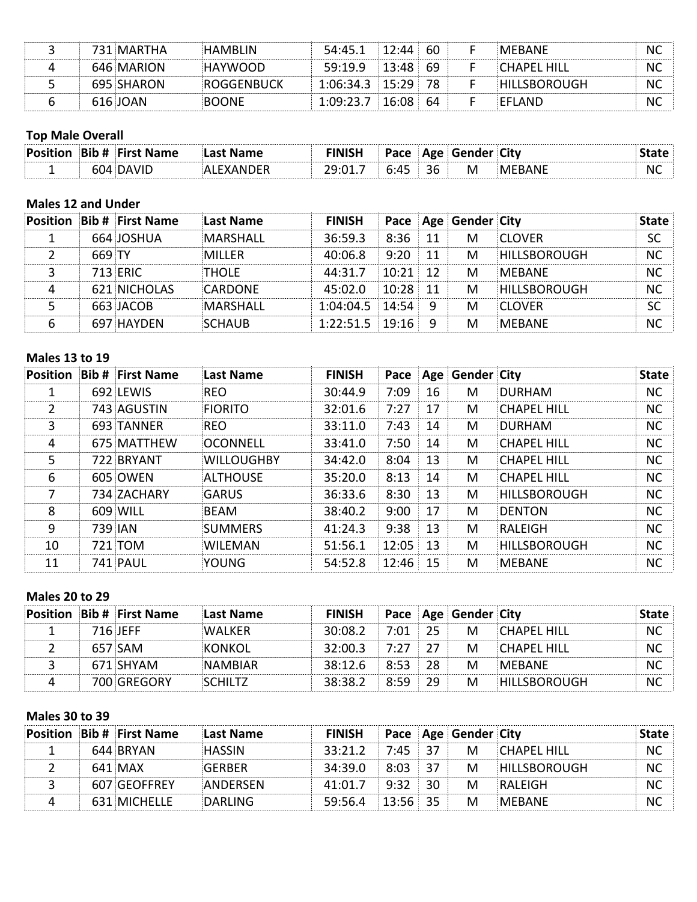| Position | Bib # | First Name | Last Name | FINISH | Pace | Age | Gender | City | State |
|---|---|---|---|---|---|---|---|---|---|
| 3 | 731 | MARTHA | HAMBLIN | 54:45.1 | 12:44 | 60 | F | MEBANE | NC |
| 4 | 646 | MARION | HAYWOOD | 59:19.9 | 13:48 | 69 | F | CHAPEL HILL | NC |
| 5 | 695 | SHARON | ROGGENBUCK | 1:06:34.3 | 15:29 | 78 | F | HILLSBOROUGH | NC |
| 6 | 616 | JOAN | BOONE | 1:09:23.7 | 16:08 | 64 | F | EFLAND | NC |

**Top Male Overall**

| Position | Bib # | First Name | Last Name | FINISH | Pace | Age | Gender | City | State |
|---|---|---|---|---|---|---|---|---|---|
| 1 | 604 | DAVID | ALEXANDER | 29:01.7 | 6:45 | 36 | M | MEBANE | NC |

**Males 12 and Under**

| Position | Bib # | First Name | Last Name | FINISH | Pace | Age | Gender | City | State |
|---|---|---|---|---|---|---|---|---|---|
| 1 | 664 | JOSHUA | MARSHALL | 36:59.3 | 8:36 | 11 | M | CLOVER | SC |
| 2 | 669 | TY | MILLER | 40:06.8 | 9:20 | 11 | M | HILLSBOROUGH | NC |
| 3 | 713 | ERIC | THOLE | 44:31.7 | 10:21 | 12 | M | MEBANE | NC |
| 4 | 621 | NICHOLAS | CARDONE | 45:02.0 | 10:28 | 11 | M | HILLSBOROUGH | NC |
| 5 | 663 | JACOB | MARSHALL | 1:04:04.5 | 14:54 | 9 | M | CLOVER | SC |
| 6 | 697 | HAYDEN | SCHAUB | 1:22:51.5 | 19:16 | 9 | M | MEBANE | NC |

**Males 13 to 19**

| Position | Bib # | First Name | Last Name | FINISH | Pace | Age | Gender | City | State |
|---|---|---|---|---|---|---|---|---|---|
| 1 | 692 | LEWIS | REO | 30:44.9 | 7:09 | 16 | M | DURHAM | NC |
| 2 | 743 | AGUSTIN | FIORITO | 32:01.6 | 7:27 | 17 | M | CHAPEL HILL | NC |
| 3 | 693 | TANNER | REO | 33:11.0 | 7:43 | 14 | M | DURHAM | NC |
| 4 | 675 | MATTHEW | OCONNELL | 33:41.0 | 7:50 | 14 | M | CHAPEL HILL | NC |
| 5 | 722 | BRYANT | WILLOUGHBY | 34:42.0 | 8:04 | 13 | M | CHAPEL HILL | NC |
| 6 | 605 | OWEN | ALTHOUSE | 35:20.0 | 8:13 | 14 | M | CHAPEL HILL | NC |
| 7 | 734 | ZACHARY | GARUS | 36:33.6 | 8:30 | 13 | M | HILLSBOROUGH | NC |
| 8 | 609 | WILL | BEAM | 38:40.2 | 9:00 | 17 | M | DENTON | NC |
| 9 | 739 | IAN | SUMMERS | 41:24.3 | 9:38 | 13 | M | RALEIGH | NC |
| 10 | 721 | TOM | WILEMAN | 51:56.1 | 12:05 | 13 | M | HILLSBOROUGH | NC |
| 11 | 741 | PAUL | YOUNG | 54:52.8 | 12:46 | 15 | M | MEBANE | NC |

**Males 20 to 29**

| Position | Bib # | First Name | Last Name | FINISH | Pace | Age | Gender | City | State |
|---|---|---|---|---|---|---|---|---|---|
| 1 | 716 | JEFF | WALKER | 30:08.2 | 7:01 | 25 | M | CHAPEL HILL | NC |
| 2 | 657 | SAM | KONKOL | 32:00.3 | 7:27 | 27 | M | CHAPEL HILL | NC |
| 3 | 671 | SHYAM | NAMBIAR | 38:12.6 | 8:53 | 28 | M | MEBANE | NC |
| 4 | 700 | GREGORY | SCHILTZ | 38:38.2 | 8:59 | 29 | M | HILLSBOROUGH | NC |

**Males 30 to 39**

| Position | Bib # | First Name | Last Name | FINISH | Pace | Age | Gender | City | State |
|---|---|---|---|---|---|---|---|---|---|
| 1 | 644 | BRYAN | HASSIN | 33:21.2 | 7:45 | 37 | M | CHAPEL HILL | NC |
| 2 | 641 | MAX | GERBER | 34:39.0 | 8:03 | 37 | M | HILLSBOROUGH | NC |
| 3 | 607 | GEOFFREY | ANDERSEN | 41:01.7 | 9:32 | 30 | M | RALEIGH | NC |
| 4 | 631 | MICHELLE | DARLING | 59:56.4 | 13:56 | 35 | M | MEBANE | NC |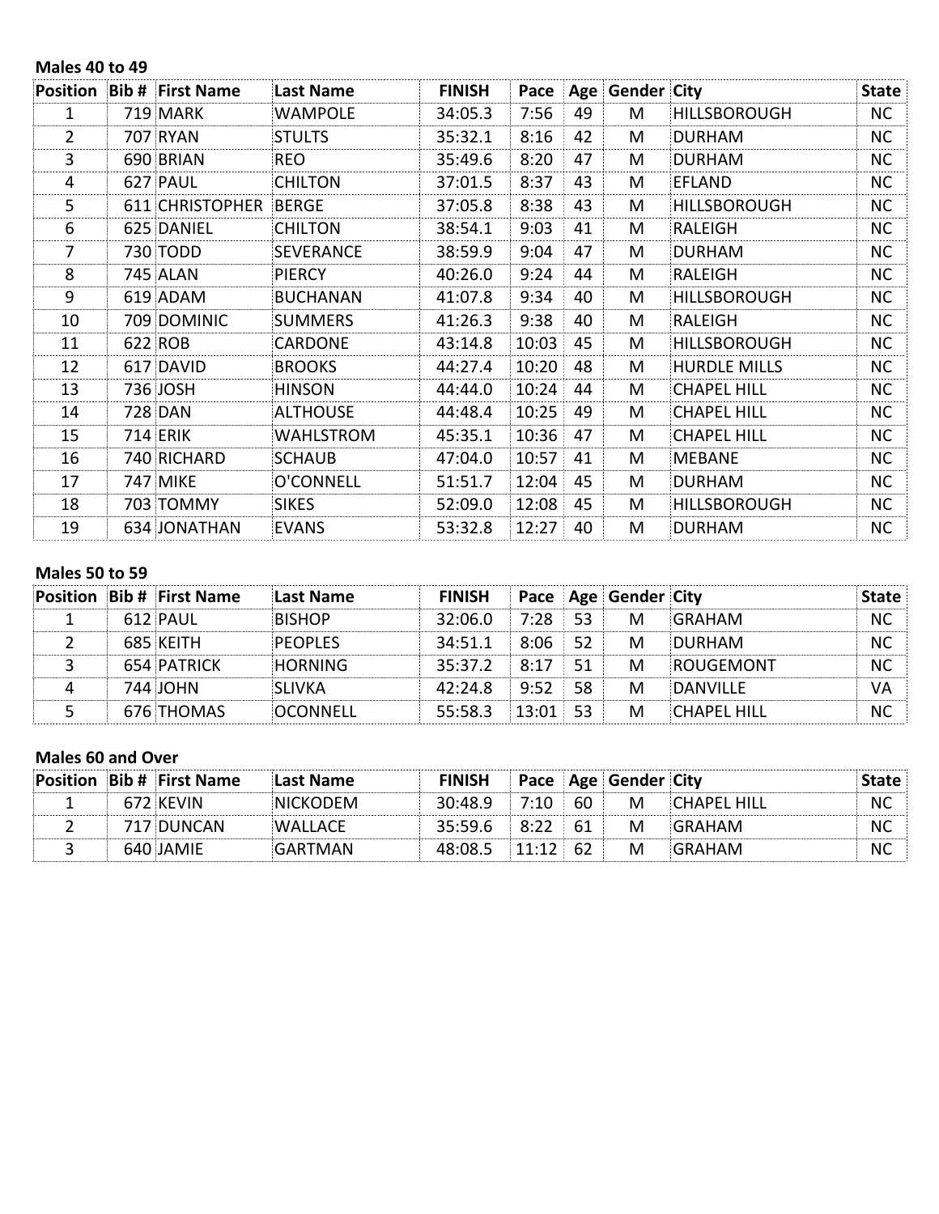**Males 40 to 49**

| Position | Bib # | First Name | Last Name | FINISH | Pace | Age | Gender | City | State |
|---|---|---|---|---|---|---|---|---|---|
| 1 | 719 | MARK | WAMPOLE | 34:05.3 | 7:56 | 49 | M | HILLSBOROUGH | NC |
| 2 | 707 | RYAN | STULTS | 35:32.1 | 8:16 | 42 | M | DURHAM | NC |
| 3 | 690 | BRIAN | REO | 35:49.6 | 8:20 | 47 | M | DURHAM | NC |
| 4 | 627 | PAUL | CHILTON | 37:01.5 | 8:37 | 43 | M | EFLAND | NC |
| 5 | 611 | CHRISTOPHER | BERGE | 37:05.8 | 8:38 | 43 | M | HILLSBOROUGH | NC |
| 6 | 625 | DANIEL | CHILTON | 38:54.1 | 9:03 | 41 | M | RALEIGH | NC |
| 7 | 730 | TODD | SEVERANCE | 38:59.9 | 9:04 | 47 | M | DURHAM | NC |
| 8 | 745 | ALAN | PIERCY | 40:26.0 | 9:24 | 44 | M | RALEIGH | NC |
| 9 | 619 | ADAM | BUCHANAN | 41:07.8 | 9:34 | 40 | M | HILLSBOROUGH | NC |
| 10 | 709 | DOMINIC | SUMMERS | 41:26.3 | 9:38 | 40 | M | RALEIGH | NC |
| 11 | 622 | ROB | CARDONE | 43:14.8 | 10:03 | 45 | M | HILLSBOROUGH | NC |
| 12 | 617 | DAVID | BROOKS | 44:27.4 | 10:20 | 48 | M | HURDLE MILLS | NC |
| 13 | 736 | JOSH | HINSON | 44:44.0 | 10:24 | 44 | M | CHAPEL HILL | NC |
| 14 | 728 | DAN | ALTHOUSE | 44:48.4 | 10:25 | 49 | M | CHAPEL HILL | NC |
| 15 | 714 | ERIK | WAHLSTROM | 45:35.1 | 10:36 | 47 | M | CHAPEL HILL | NC |
| 16 | 740 | RICHARD | SCHAUB | 47:04.0 | 10:57 | 41 | M | MEBANE | NC |
| 17 | 747 | MIKE | O'CONNELL | 51:51.7 | 12:04 | 45 | M | DURHAM | NC |
| 18 | 703 | TOMMY | SIKES | 52:09.0 | 12:08 | 45 | M | HILLSBOROUGH | NC |
| 19 | 634 | JONATHAN | EVANS | 53:32.8 | 12:27 | 40 | M | DURHAM | NC |

**Males 50 to 59**

| Position | Bib # | First Name | Last Name | FINISH | Pace | Age | Gender | City | State |
|---|---|---|---|---|---|---|---|---|---|
| 1 | 612 | PAUL | BISHOP | 32:06.0 | 7:28 | 53 | M | GRAHAM | NC |
| 2 | 685 | KEITH | PEOPLES | 34:51.1 | 8:06 | 52 | M | DURHAM | NC |
| 3 | 654 | PATRICK | HORNING | 35:37.2 | 8:17 | 51 | M | ROUGEMONT | NC |
| 4 | 744 | JOHN | SLIVKA | 42:24.8 | 9:52 | 58 | M | DANVILLE | VA |
| 5 | 676 | THOMAS | OCONNELL | 55:58.3 | 13:01 | 53 | M | CHAPEL HILL | NC |

**Males 60 and Over**

| Position | Bib # | First Name | Last Name | FINISH | Pace | Age | Gender | City | State |
|---|---|---|---|---|---|---|---|---|---|
| 1 | 672 | KEVIN | NICKODEM | 30:48.9 | 7:10 | 60 | M | CHAPEL HILL | NC |
| 2 | 717 | DUNCAN | WALLACE | 35:59.6 | 8:22 | 61 | M | GRAHAM | NC |
| 3 | 640 | JAMIE | GARTMAN | 48:08.5 | 11:12 | 62 | M | GRAHAM | NC |